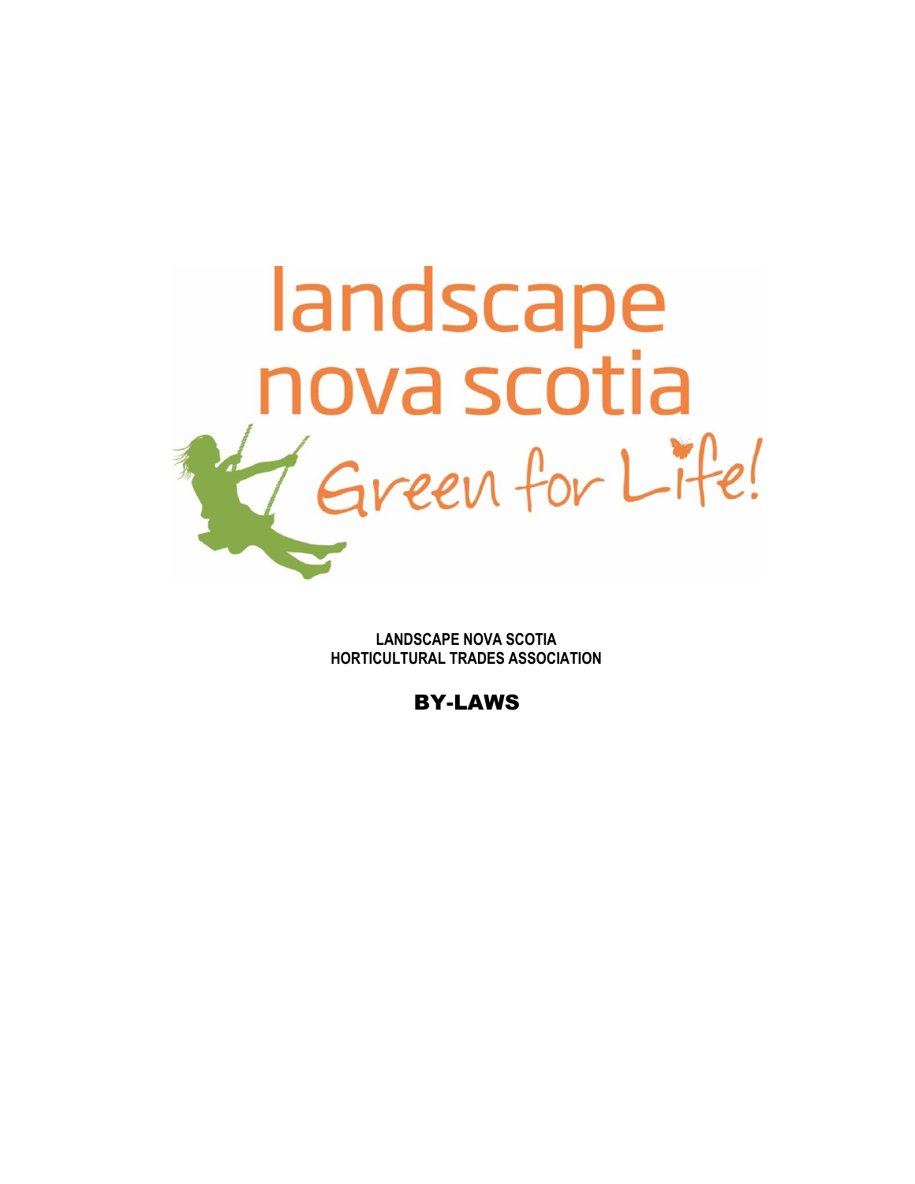landscape nova scotia

Green for Life!

**LANDSCAPE NOVA SCOTIA**
**HORTICULTURAL TRADES ASSOCIATION**

# BY-LAWS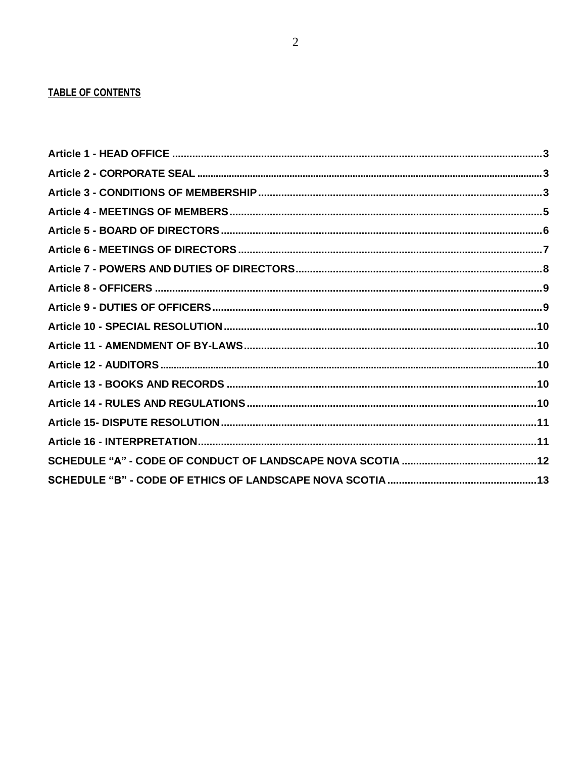**TABLE OF CONTENTS**

Article 1 - HEAD OFFICE ....................................................................................................3
Article 2 - CORPORATE SEAL ...........................................................................................3
Article 3 - CONDITIONS OF MEMBERSHIP .......................................................................3
Article 4 - MEETINGS OF MEMBERS .................................................................................5
Article 5 - BOARD OF DIRECTORS ....................................................................................6
Article 6 - MEETINGS OF DIRECTORS ..............................................................................7
Article 7 - POWERS AND DUTIES OF DIRECTORS ..........................................................8
Article 8 - OFFICERS ...........................................................................................................9
Article 9 - DUTIES OF OFFICERS .......................................................................................9
Article 10 - SPECIAL RESOLUTION ..................................................................................10
Article 11 - AMENDMENT OF BY-LAWS ...........................................................................10
Article 12 - AUDITORS .......................................................................................................10
Article 13 - BOOKS AND RECORDS .................................................................................10
Article 14 - RULES AND REGULATIONS ..........................................................................10
Article 15- DISPUTE RESOLUTION ...................................................................................11
Article 16 - INTERPRETATION ...........................................................................................11
SCHEDULE “A” - CODE OF CONDUCT OF LANDSCAPE NOVA SCOTIA .......................12
SCHEDULE “B” - CODE OF ETHICS OF LANDSCAPE NOVA SCOTIA ...........................13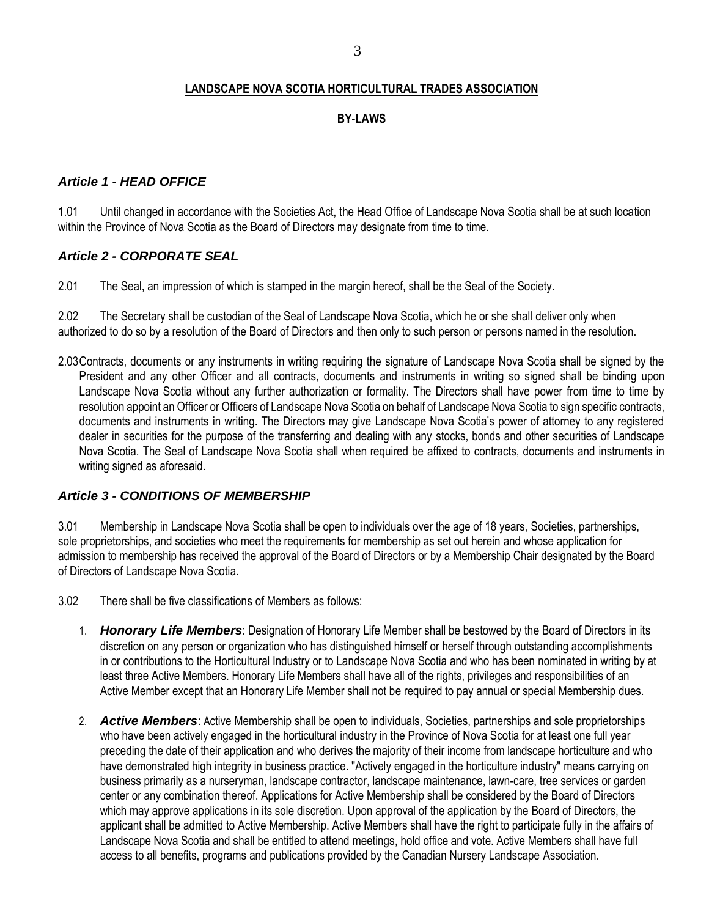# LANDSCAPE NOVA SCOTIA HORTICULTURAL TRADES ASSOCIATION

## BY-LAWS

### *Article 1 - HEAD OFFICE*

1.01 Until changed in accordance with the Societies Act, the Head Office of Landscape Nova Scotia shall be at such location within the Province of Nova Scotia as the Board of Directors may designate from time to time.

### *Article 2 - CORPORATE SEAL*

2.01 The Seal, an impression of which is stamped in the margin hereof, shall be the Seal of the Society.

2.02 The Secretary shall be custodian of the Seal of Landscape Nova Scotia, which he or she shall deliver only when authorized to do so by a resolution of the Board of Directors and then only to such person or persons named in the resolution.

2.03 Contracts, documents or any instruments in writing requiring the signature of Landscape Nova Scotia shall be signed by the President and any other Officer and all contracts, documents and instruments in writing so signed shall be binding upon Landscape Nova Scotia without any further authorization or formality. The Directors shall have power from time to time by resolution appoint an Officer or Officers of Landscape Nova Scotia on behalf of Landscape Nova Scotia to sign specific contracts, documents and instruments in writing. The Directors may give Landscape Nova Scotia's power of attorney to any registered dealer in securities for the purpose of the transferring and dealing with any stocks, bonds and other securities of Landscape Nova Scotia. The Seal of Landscape Nova Scotia shall when required be affixed to contracts, documents and instruments in writing signed as aforesaid.

### *Article 3 - CONDITIONS OF MEMBERSHIP*

3.01 Membership in Landscape Nova Scotia shall be open to individuals over the age of 18 years, Societies, partnerships, sole proprietorships, and societies who meet the requirements for membership as set out herein and whose application for admission to membership has received the approval of the Board of Directors or by a Membership Chair designated by the Board of Directors of Landscape Nova Scotia.

3.02 There shall be five classifications of Members as follows:

1. ***Honorary Life Members***: Designation of Honorary Life Member shall be bestowed by the Board of Directors in its discretion on any person or organization who has distinguished himself or herself through outstanding accomplishments in or contributions to the Horticultural Industry or to Landscape Nova Scotia and who has been nominated in writing by at least three Active Members. Honorary Life Members shall have all of the rights, privileges and responsibilities of an Active Member except that an Honorary Life Member shall not be required to pay annual or special Membership dues.

2. ***Active Members***: Active Membership shall be open to individuals, Societies, partnerships and sole proprietorships who have been actively engaged in the horticultural industry in the Province of Nova Scotia for at least one full year preceding the date of their application and who derives the majority of their income from landscape horticulture and who have demonstrated high integrity in business practice. "Actively engaged in the horticulture industry" means carrying on business primarily as a nurseryman, landscape contractor, landscape maintenance, lawn-care, tree services or garden center or any combination thereof. Applications for Active Membership shall be considered by the Board of Directors which may approve applications in its sole discretion. Upon approval of the application by the Board of Directors, the applicant shall be admitted to Active Membership. Active Members shall have the right to participate fully in the affairs of Landscape Nova Scotia and shall be entitled to attend meetings, hold office and vote. Active Members shall have full access to all benefits, programs and publications provided by the Canadian Nursery Landscape Association.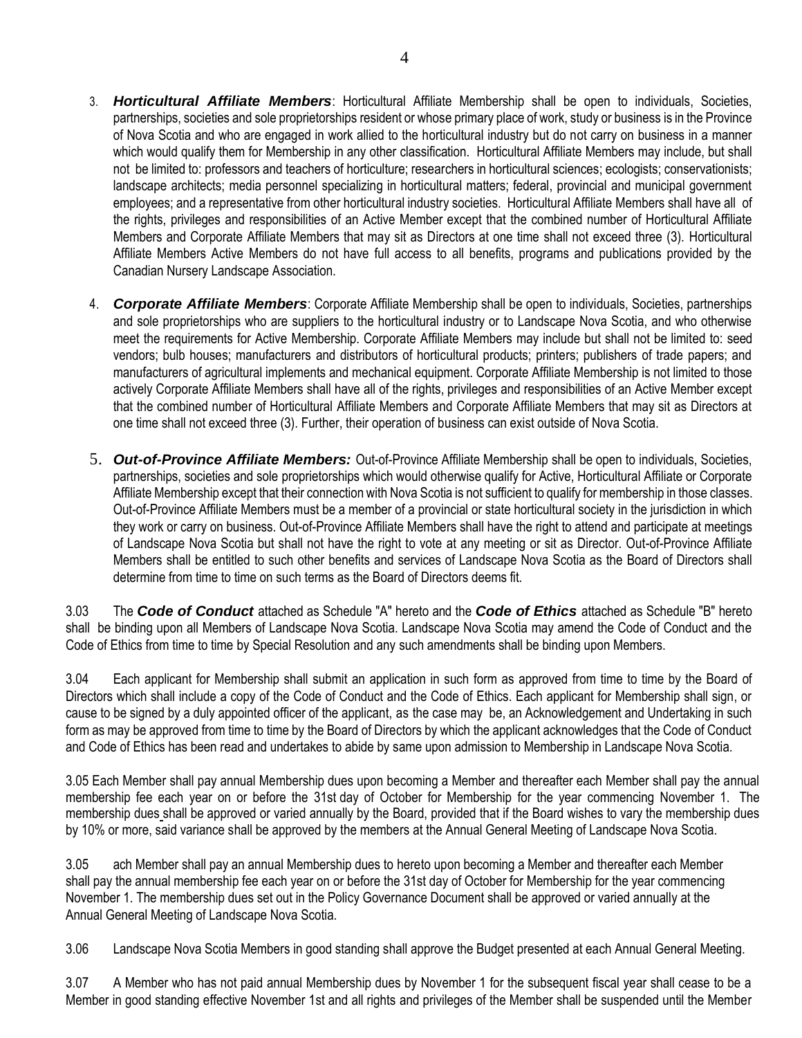3. ***Horticultural Affiliate Members***: Horticultural Affiliate Membership shall be open to individuals, Societies, partnerships, societies and sole proprietorships resident or whose primary place of work, study or business is in the Province of Nova Scotia and who are engaged in work allied to the horticultural industry but do not carry on business in a manner which would qualify them for Membership in any other classification. Horticultural Affiliate Members may include, but shall not be limited to: professors and teachers of horticulture; researchers in horticultural sciences; ecologists; conservationists; landscape architects; media personnel specializing in horticultural matters; federal, provincial and municipal government employees; and a representative from other horticultural industry societies. Horticultural Affiliate Members shall have all of the rights, privileges and responsibilities of an Active Member except that the combined number of Horticultural Affiliate Members and Corporate Affiliate Members that may sit as Directors at one time shall not exceed three (3). Horticultural Affiliate Members Active Members do not have full access to all benefits, programs and publications provided by the Canadian Nursery Landscape Association.

4. ***Corporate Affiliate Members***: Corporate Affiliate Membership shall be open to individuals, Societies, partnerships and sole proprietorships who are suppliers to the horticultural industry or to Landscape Nova Scotia, and who otherwise meet the requirements for Active Membership. Corporate Affiliate Members may include but shall not be limited to: seed vendors; bulb houses; manufacturers and distributors of horticultural products; printers; publishers of trade papers; and manufacturers of agricultural implements and mechanical equipment. Corporate Affiliate Membership is not limited to those actively Corporate Affiliate Members shall have all of the rights, privileges and responsibilities of an Active Member except that the combined number of Horticultural Affiliate Members and Corporate Affiliate Members that may sit as Directors at one time shall not exceed three (3). Further, their operation of business can exist outside of Nova Scotia.

5. ***Out-of-Province Affiliate Members:*** Out-of-Province Affiliate Membership shall be open to individuals, Societies, partnerships, societies and sole proprietorships which would otherwise qualify for Active, Horticultural Affiliate or Corporate Affiliate Membership except that their connection with Nova Scotia is not sufficient to qualify for membership in those classes. Out-of-Province Affiliate Members must be a member of a provincial or state horticultural society in the jurisdiction in which they work or carry on business. Out-of-Province Affiliate Members shall have the right to attend and participate at meetings of Landscape Nova Scotia but shall not have the right to vote at any meeting or sit as Director. Out-of-Province Affiliate Members shall be entitled to such other benefits and services of Landscape Nova Scotia as the Board of Directors shall determine from time to time on such terms as the Board of Directors deems fit.

3.03 The ***Code of Conduct*** attached as Schedule "A" hereto and the ***Code of Ethics*** attached as Schedule "B" hereto shall be binding upon all Members of Landscape Nova Scotia. Landscape Nova Scotia may amend the Code of Conduct and the Code of Ethics from time to time by Special Resolution and any such amendments shall be binding upon Members.

3.04 Each applicant for Membership shall submit an application in such form as approved from time to time by the Board of Directors which shall include a copy of the Code of Conduct and the Code of Ethics. Each applicant for Membership shall sign, or cause to be signed by a duly appointed officer of the applicant, as the case may be, an Acknowledgement and Undertaking in such form as may be approved from time to time by the Board of Directors by which the applicant acknowledges that the Code of Conduct and Code of Ethics has been read and undertakes to abide by same upon admission to Membership in Landscape Nova Scotia.

3.05 Each Member shall pay annual Membership dues upon becoming a Member and thereafter each Member shall pay the annual membership fee each year on or before the 31st day of October for Membership for the year commencing November 1. The membership dues shall be approved or varied annually by the Board, provided that if the Board wishes to vary the membership dues by 10% or more, said variance shall be approved by the members at the Annual General Meeting of Landscape Nova Scotia.

3.05 ach Member shall pay an annual Membership dues to hereto upon becoming a Member and thereafter each Member shall pay the annual membership fee each year on or before the 31st day of October for Membership for the year commencing November 1. The membership dues set out in the Policy Governance Document shall be approved or varied annually at the Annual General Meeting of Landscape Nova Scotia.

3.06 Landscape Nova Scotia Members in good standing shall approve the Budget presented at each Annual General Meeting.

3.07 A Member who has not paid annual Membership dues by November 1 for the subsequent fiscal year shall cease to be a Member in good standing effective November 1st and all rights and privileges of the Member shall be suspended until the Member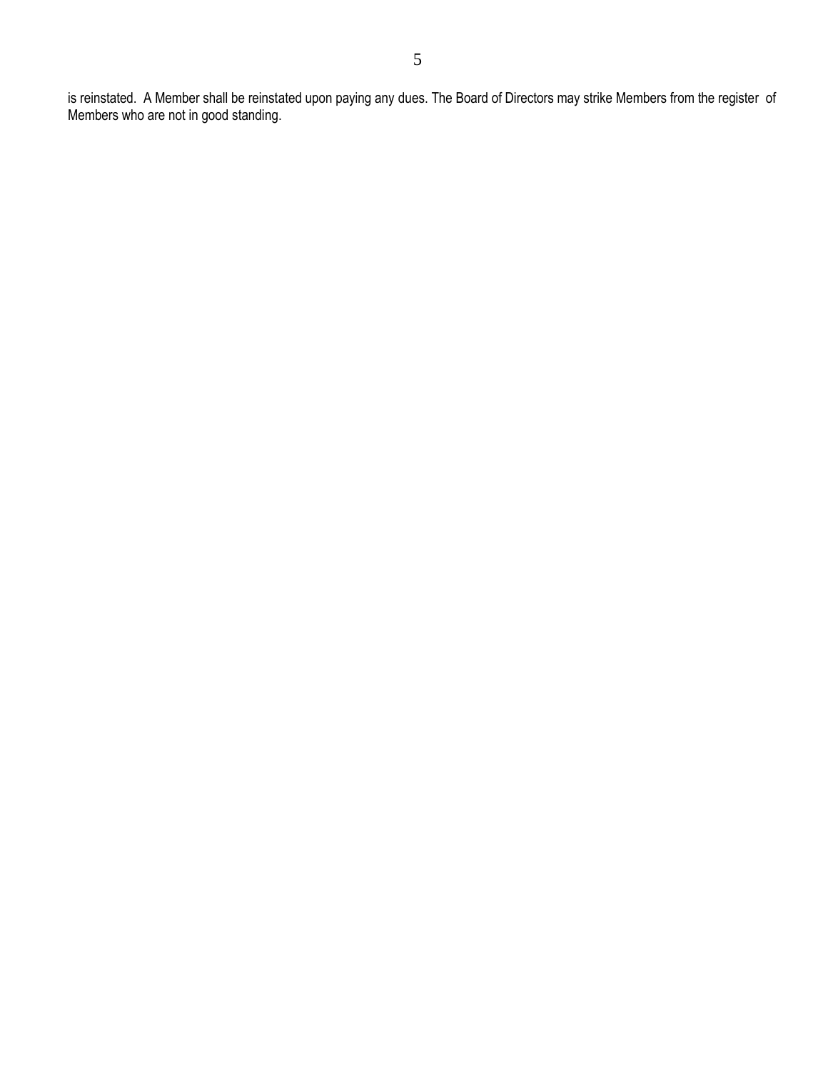is reinstated. A Member shall be reinstated upon paying any dues. The Board of Directors may strike Members from the register of Members who are not in good standing.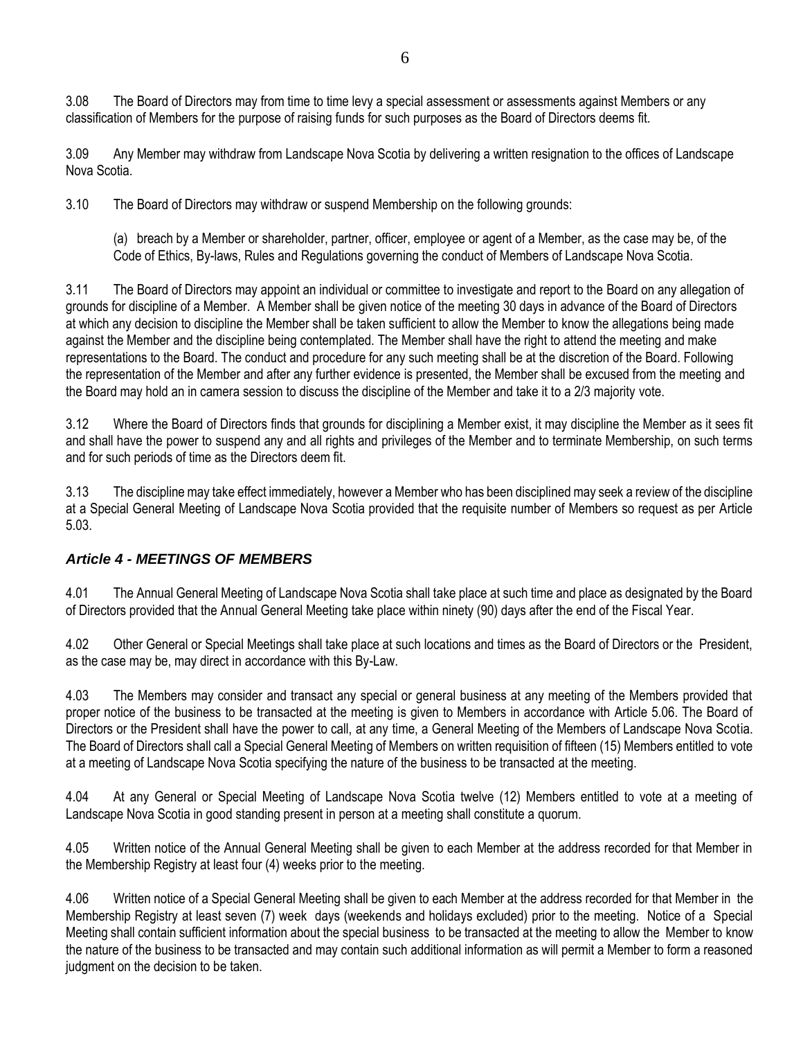3.08 The Board of Directors may from time to time levy a special assessment or assessments against Members or any classification of Members for the purpose of raising funds for such purposes as the Board of Directors deems fit.

3.09 Any Member may withdraw from Landscape Nova Scotia by delivering a written resignation to the offices of Landscape Nova Scotia.

3.10 The Board of Directors may withdraw or suspend Membership on the following grounds:

(a) breach by a Member or shareholder, partner, officer, employee or agent of a Member, as the case may be, of the Code of Ethics, By-laws, Rules and Regulations governing the conduct of Members of Landscape Nova Scotia.

3.11 The Board of Directors may appoint an individual or committee to investigate and report to the Board on any allegation of grounds for discipline of a Member. A Member shall be given notice of the meeting 30 days in advance of the Board of Directors at which any decision to discipline the Member shall be taken sufficient to allow the Member to know the allegations being made against the Member and the discipline being contemplated. The Member shall have the right to attend the meeting and make representations to the Board. The conduct and procedure for any such meeting shall be at the discretion of the Board. Following the representation of the Member and after any further evidence is presented, the Member shall be excused from the meeting and the Board may hold an in camera session to discuss the discipline of the Member and take it to a 2/3 majority vote.

3.12 Where the Board of Directors finds that grounds for disciplining a Member exist, it may discipline the Member as it sees fit and shall have the power to suspend any and all rights and privileges of the Member and to terminate Membership, on such terms and for such periods of time as the Directors deem fit.

3.13 The discipline may take effect immediately, however a Member who has been disciplined may seek a review of the discipline at a Special General Meeting of Landscape Nova Scotia provided that the requisite number of Members so request as per Article 5.03.

## *Article 4 - MEETINGS OF MEMBERS*

4.01 The Annual General Meeting of Landscape Nova Scotia shall take place at such time and place as designated by the Board of Directors provided that the Annual General Meeting take place within ninety (90) days after the end of the Fiscal Year.

4.02 Other General or Special Meetings shall take place at such locations and times as the Board of Directors or the President, as the case may be, may direct in accordance with this By-Law.

4.03 The Members may consider and transact any special or general business at any meeting of the Members provided that proper notice of the business to be transacted at the meeting is given to Members in accordance with Article 5.06. The Board of Directors or the President shall have the power to call, at any time, a General Meeting of the Members of Landscape Nova Scotia. The Board of Directors shall call a Special General Meeting of Members on written requisition of fifteen (15) Members entitled to vote at a meeting of Landscape Nova Scotia specifying the nature of the business to be transacted at the meeting.

4.04 At any General or Special Meeting of Landscape Nova Scotia twelve (12) Members entitled to vote at a meeting of Landscape Nova Scotia in good standing present in person at a meeting shall constitute a quorum.

4.05 Written notice of the Annual General Meeting shall be given to each Member at the address recorded for that Member in the Membership Registry at least four (4) weeks prior to the meeting.

4.06 Written notice of a Special General Meeting shall be given to each Member at the address recorded for that Member in the Membership Registry at least seven (7) week days (weekends and holidays excluded) prior to the meeting. Notice of a Special Meeting shall contain sufficient information about the special business to be transacted at the meeting to allow the Member to know the nature of the business to be transacted and may contain such additional information as will permit a Member to form a reasoned judgment on the decision to be taken.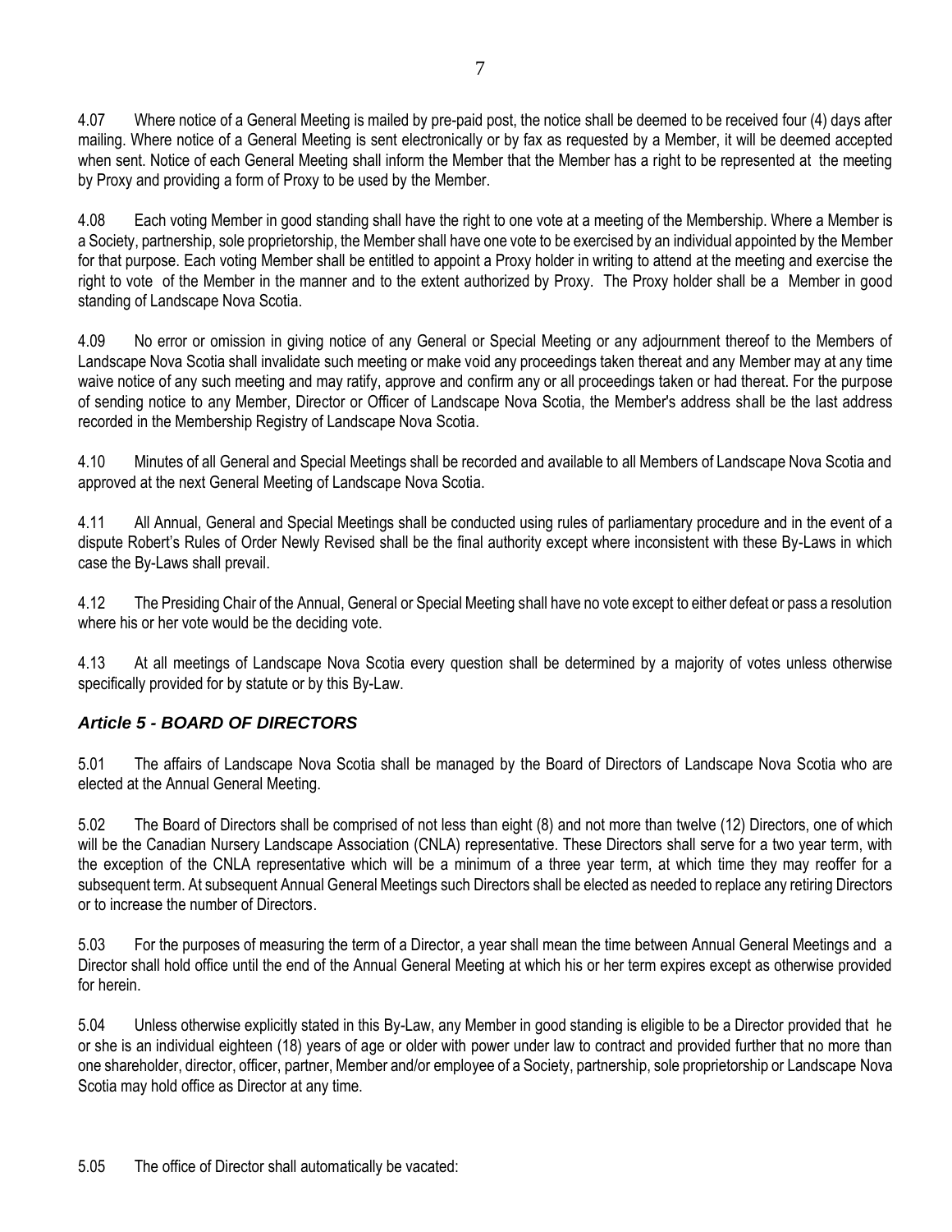4.07 Where notice of a General Meeting is mailed by pre-paid post, the notice shall be deemed to be received four (4) days after mailing. Where notice of a General Meeting is sent electronically or by fax as requested by a Member, it will be deemed accepted when sent. Notice of each General Meeting shall inform the Member that the Member has a right to be represented at the meeting by Proxy and providing a form of Proxy to be used by the Member.

4.08 Each voting Member in good standing shall have the right to one vote at a meeting of the Membership. Where a Member is a Society, partnership, sole proprietorship, the Member shall have one vote to be exercised by an individual appointed by the Member for that purpose. Each voting Member shall be entitled to appoint a Proxy holder in writing to attend at the meeting and exercise the right to vote of the Member in the manner and to the extent authorized by Proxy. The Proxy holder shall be a Member in good standing of Landscape Nova Scotia.

4.09 No error or omission in giving notice of any General or Special Meeting or any adjournment thereof to the Members of Landscape Nova Scotia shall invalidate such meeting or make void any proceedings taken thereat and any Member may at any time waive notice of any such meeting and may ratify, approve and confirm any or all proceedings taken or had thereat. For the purpose of sending notice to any Member, Director or Officer of Landscape Nova Scotia, the Member's address shall be the last address recorded in the Membership Registry of Landscape Nova Scotia.

4.10 Minutes of all General and Special Meetings shall be recorded and available to all Members of Landscape Nova Scotia and approved at the next General Meeting of Landscape Nova Scotia.

4.11 All Annual, General and Special Meetings shall be conducted using rules of parliamentary procedure and in the event of a dispute Robert's Rules of Order Newly Revised shall be the final authority except where inconsistent with these By-Laws in which case the By-Laws shall prevail.

4.12 The Presiding Chair of the Annual, General or Special Meeting shall have no vote except to either defeat or pass a resolution where his or her vote would be the deciding vote.

4.13 At all meetings of Landscape Nova Scotia every question shall be determined by a majority of votes unless otherwise specifically provided for by statute or by this By-Law.

## *Article 5 - BOARD OF DIRECTORS*

5.01 The affairs of Landscape Nova Scotia shall be managed by the Board of Directors of Landscape Nova Scotia who are elected at the Annual General Meeting.

5.02 The Board of Directors shall be comprised of not less than eight (8) and not more than twelve (12) Directors, one of which will be the Canadian Nursery Landscape Association (CNLA) representative. These Directors shall serve for a two year term, with the exception of the CNLA representative which will be a minimum of a three year term, at which time they may reoffer for a subsequent term. At subsequent Annual General Meetings such Directors shall be elected as needed to replace any retiring Directors or to increase the number of Directors.

5.03 For the purposes of measuring the term of a Director, a year shall mean the time between Annual General Meetings and a Director shall hold office until the end of the Annual General Meeting at which his or her term expires except as otherwise provided for herein.

5.04 Unless otherwise explicitly stated in this By-Law, any Member in good standing is eligible to be a Director provided that he or she is an individual eighteen (18) years of age or older with power under law to contract and provided further that no more than one shareholder, director, officer, partner, Member and/or employee of a Society, partnership, sole proprietorship or Landscape Nova Scotia may hold office as Director at any time.

5.05 The office of Director shall automatically be vacated: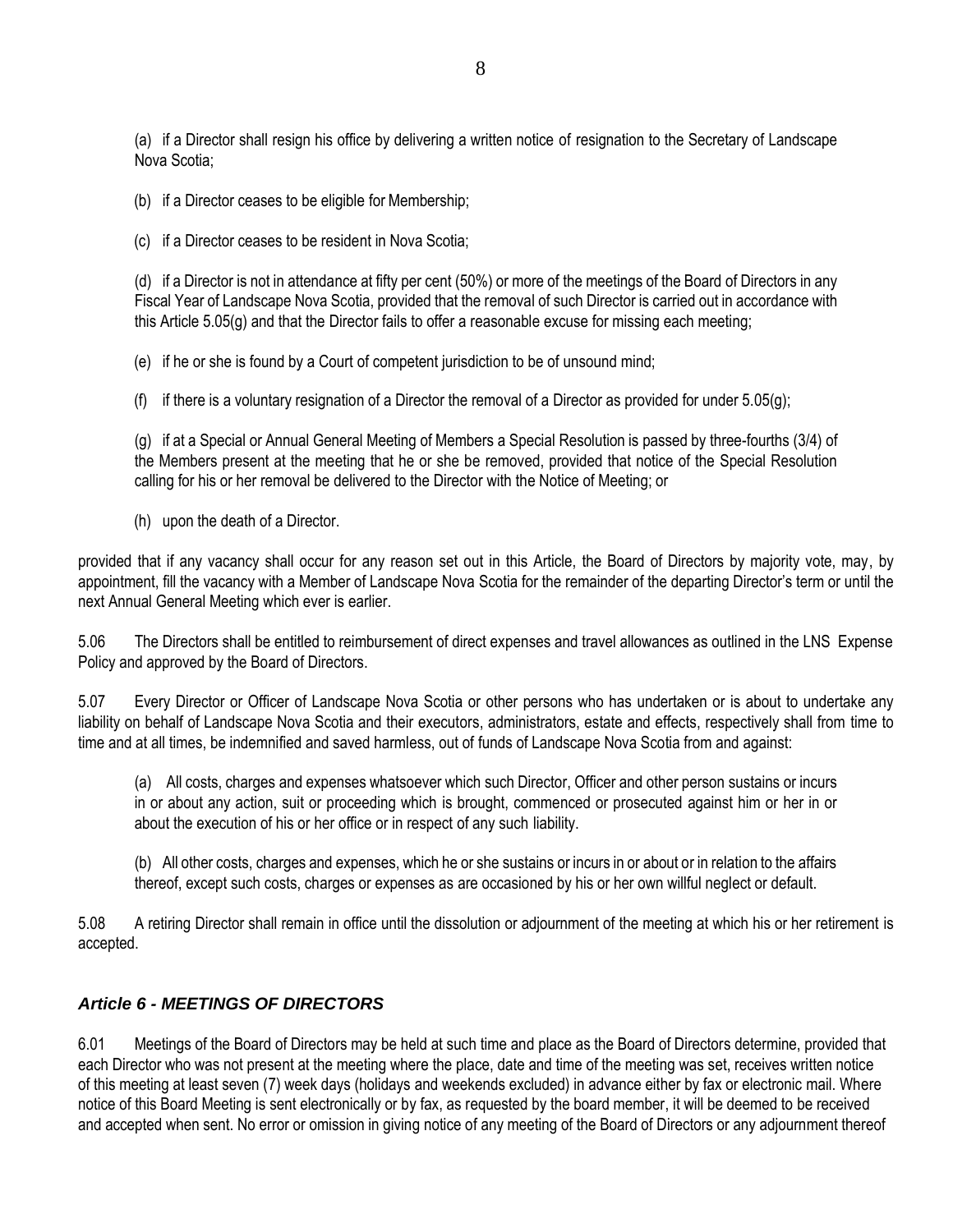(a) if a Director shall resign his office by delivering a written notice of resignation to the Secretary of Landscape Nova Scotia;

(b) if a Director ceases to be eligible for Membership;

(c) if a Director ceases to be resident in Nova Scotia;

(d) if a Director is not in attendance at fifty per cent (50%) or more of the meetings of the Board of Directors in any Fiscal Year of Landscape Nova Scotia, provided that the removal of such Director is carried out in accordance with this Article 5.05(g) and that the Director fails to offer a reasonable excuse for missing each meeting;

(e) if he or she is found by a Court of competent jurisdiction to be of unsound mind;

(f) if there is a voluntary resignation of a Director the removal of a Director as provided for under 5.05(g);

(g) if at a Special or Annual General Meeting of Members a Special Resolution is passed by three-fourths (3/4) of the Members present at the meeting that he or she be removed, provided that notice of the Special Resolution calling for his or her removal be delivered to the Director with the Notice of Meeting; or

(h) upon the death of a Director.

provided that if any vacancy shall occur for any reason set out in this Article, the Board of Directors by majority vote, may, by appointment, fill the vacancy with a Member of Landscape Nova Scotia for the remainder of the departing Director's term or until the next Annual General Meeting which ever is earlier.

5.06 The Directors shall be entitled to reimbursement of direct expenses and travel allowances as outlined in the LNS Expense Policy and approved by the Board of Directors.

5.07 Every Director or Officer of Landscape Nova Scotia or other persons who has undertaken or is about to undertake any liability on behalf of Landscape Nova Scotia and their executors, administrators, estate and effects, respectively shall from time to time and at all times, be indemnified and saved harmless, out of funds of Landscape Nova Scotia from and against:

(a) All costs, charges and expenses whatsoever which such Director, Officer and other person sustains or incurs in or about any action, suit or proceeding which is brought, commenced or prosecuted against him or her in or about the execution of his or her office or in respect of any such liability.

(b) All other costs, charges and expenses, which he or she sustains or incurs in or about or in relation to the affairs thereof, except such costs, charges or expenses as are occasioned by his or her own willful neglect or default.

5.08 A retiring Director shall remain in office until the dissolution or adjournment of the meeting at which his or her retirement is accepted.

## *Article 6 - MEETINGS OF DIRECTORS*

6.01 Meetings of the Board of Directors may be held at such time and place as the Board of Directors determine, provided that each Director who was not present at the meeting where the place, date and time of the meeting was set, receives written notice of this meeting at least seven (7) week days (holidays and weekends excluded) in advance either by fax or electronic mail. Where notice of this Board Meeting is sent electronically or by fax, as requested by the board member, it will be deemed to be received and accepted when sent. No error or omission in giving notice of any meeting of the Board of Directors or any adjournment thereof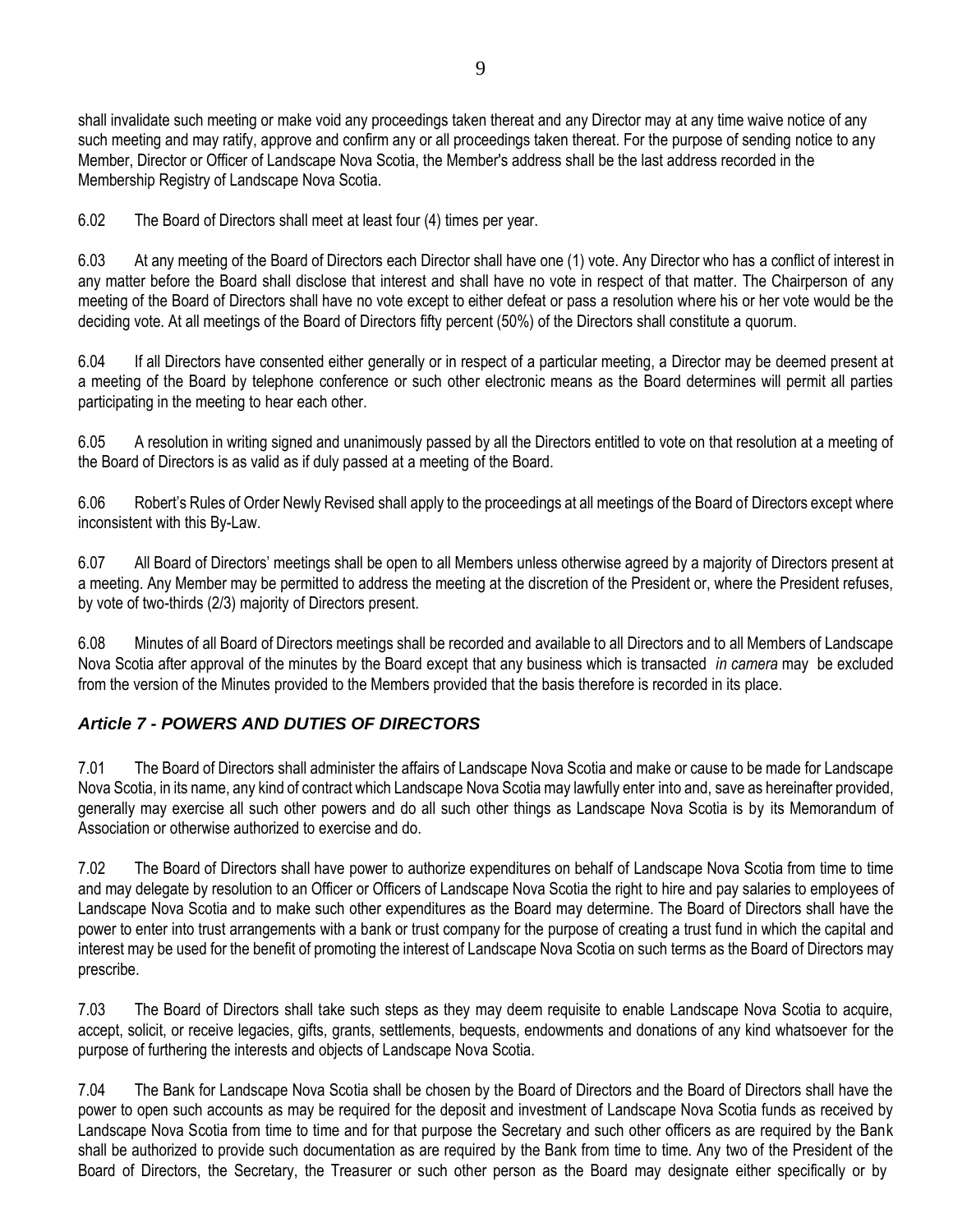shall invalidate such meeting or make void any proceedings taken thereat and any Director may at any time waive notice of any such meeting and may ratify, approve and confirm any or all proceedings taken thereat. For the purpose of sending notice to any Member, Director or Officer of Landscape Nova Scotia, the Member's address shall be the last address recorded in the Membership Registry of Landscape Nova Scotia.

6.02 The Board of Directors shall meet at least four (4) times per year.

6.03 At any meeting of the Board of Directors each Director shall have one (1) vote. Any Director who has a conflict of interest in any matter before the Board shall disclose that interest and shall have no vote in respect of that matter. The Chairperson of any meeting of the Board of Directors shall have no vote except to either defeat or pass a resolution where his or her vote would be the deciding vote. At all meetings of the Board of Directors fifty percent (50%) of the Directors shall constitute a quorum.

6.04 If all Directors have consented either generally or in respect of a particular meeting, a Director may be deemed present at a meeting of the Board by telephone conference or such other electronic means as the Board determines will permit all parties participating in the meeting to hear each other.

6.05 A resolution in writing signed and unanimously passed by all the Directors entitled to vote on that resolution at a meeting of the Board of Directors is as valid as if duly passed at a meeting of the Board.

6.06 Robert's Rules of Order Newly Revised shall apply to the proceedings at all meetings of the Board of Directors except where inconsistent with this By-Law.

6.07 All Board of Directors' meetings shall be open to all Members unless otherwise agreed by a majority of Directors present at a meeting. Any Member may be permitted to address the meeting at the discretion of the President or, where the President refuses, by vote of two-thirds (2/3) majority of Directors present.

6.08 Minutes of all Board of Directors meetings shall be recorded and available to all Directors and to all Members of Landscape Nova Scotia after approval of the minutes by the Board except that any business which is transacted *in camera* may be excluded from the version of the Minutes provided to the Members provided that the basis therefore is recorded in its place.

## ***Article 7 - POWERS AND DUTIES OF DIRECTORS***

7.01 The Board of Directors shall administer the affairs of Landscape Nova Scotia and make or cause to be made for Landscape Nova Scotia, in its name, any kind of contract which Landscape Nova Scotia may lawfully enter into and, save as hereinafter provided, generally may exercise all such other powers and do all such other things as Landscape Nova Scotia is by its Memorandum of Association or otherwise authorized to exercise and do.

7.02 The Board of Directors shall have power to authorize expenditures on behalf of Landscape Nova Scotia from time to time and may delegate by resolution to an Officer or Officers of Landscape Nova Scotia the right to hire and pay salaries to employees of Landscape Nova Scotia and to make such other expenditures as the Board may determine. The Board of Directors shall have the power to enter into trust arrangements with a bank or trust company for the purpose of creating a trust fund in which the capital and interest may be used for the benefit of promoting the interest of Landscape Nova Scotia on such terms as the Board of Directors may prescribe.

7.03 The Board of Directors shall take such steps as they may deem requisite to enable Landscape Nova Scotia to acquire, accept, solicit, or receive legacies, gifts, grants, settlements, bequests, endowments and donations of any kind whatsoever for the purpose of furthering the interests and objects of Landscape Nova Scotia.

7.04 The Bank for Landscape Nova Scotia shall be chosen by the Board of Directors and the Board of Directors shall have the power to open such accounts as may be required for the deposit and investment of Landscape Nova Scotia funds as received by Landscape Nova Scotia from time to time and for that purpose the Secretary and such other officers as are required by the Bank shall be authorized to provide such documentation as are required by the Bank from time to time. Any two of the President of the Board of Directors, the Secretary, the Treasurer or such other person as the Board may designate either specifically or by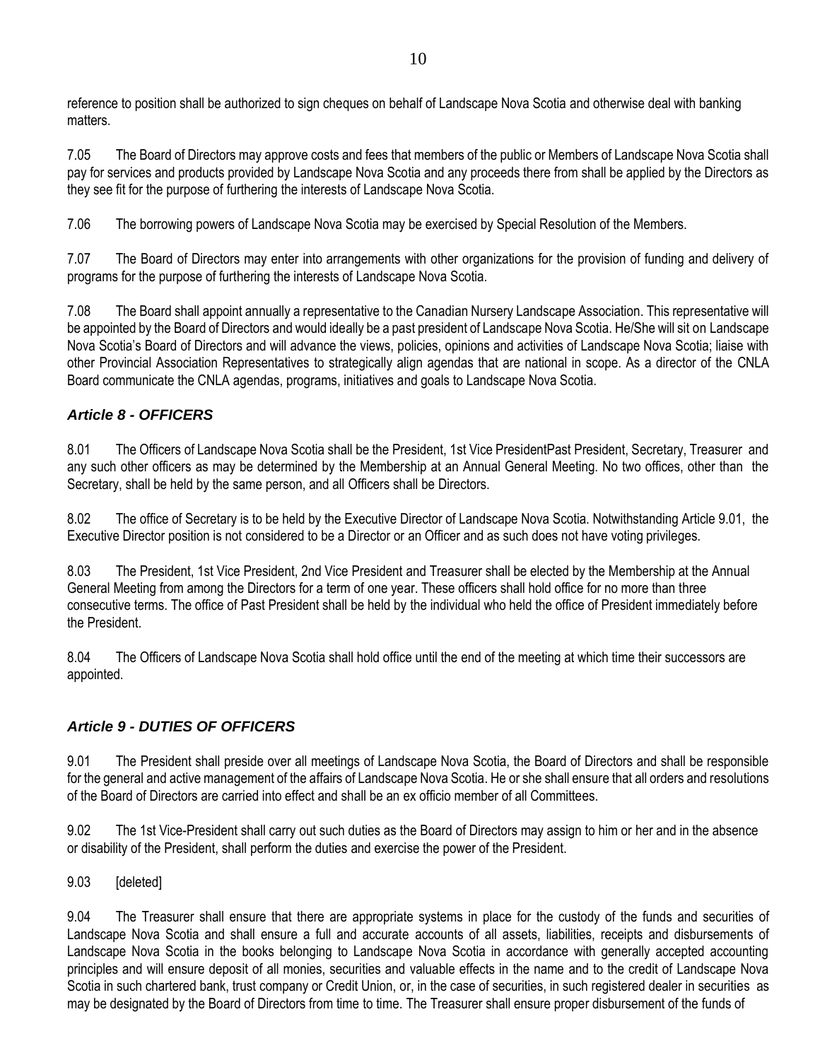reference to position shall be authorized to sign cheques on behalf of Landscape Nova Scotia and otherwise deal with banking matters.

7.05 The Board of Directors may approve costs and fees that members of the public or Members of Landscape Nova Scotia shall pay for services and products provided by Landscape Nova Scotia and any proceeds there from shall be applied by the Directors as they see fit for the purpose of furthering the interests of Landscape Nova Scotia.

7.06 The borrowing powers of Landscape Nova Scotia may be exercised by Special Resolution of the Members.

7.07 The Board of Directors may enter into arrangements with other organizations for the provision of funding and delivery of programs for the purpose of furthering the interests of Landscape Nova Scotia.

7.08 The Board shall appoint annually a representative to the Canadian Nursery Landscape Association. This representative will be appointed by the Board of Directors and would ideally be a past president of Landscape Nova Scotia. He/She will sit on Landscape Nova Scotia's Board of Directors and will advance the views, policies, opinions and activities of Landscape Nova Scotia; liaise with other Provincial Association Representatives to strategically align agendas that are national in scope. As a director of the CNLA Board communicate the CNLA agendas, programs, initiatives and goals to Landscape Nova Scotia.

### *Article 8 - OFFICERS*

8.01 The Officers of Landscape Nova Scotia shall be the President, 1st Vice PresidentPast President, Secretary, Treasurer and any such other officers as may be determined by the Membership at an Annual General Meeting. No two offices, other than the Secretary, shall be held by the same person, and all Officers shall be Directors.

8.02 The office of Secretary is to be held by the Executive Director of Landscape Nova Scotia. Notwithstanding Article 9.01, the Executive Director position is not considered to be a Director or an Officer and as such does not have voting privileges.

8.03 The President, 1st Vice President, 2nd Vice President and Treasurer shall be elected by the Membership at the Annual General Meeting from among the Directors for a term of one year. These officers shall hold office for no more than three consecutive terms. The office of Past President shall be held by the individual who held the office of President immediately before the President.

8.04 The Officers of Landscape Nova Scotia shall hold office until the end of the meeting at which time their successors are appointed.

### *Article 9 - DUTIES OF OFFICERS*

9.01 The President shall preside over all meetings of Landscape Nova Scotia, the Board of Directors and shall be responsible for the general and active management of the affairs of Landscape Nova Scotia. He or she shall ensure that all orders and resolutions of the Board of Directors are carried into effect and shall be an ex officio member of all Committees.

9.02 The 1st Vice-President shall carry out such duties as the Board of Directors may assign to him or her and in the absence or disability of the President, shall perform the duties and exercise the power of the President.

9.03 [deleted]

9.04 The Treasurer shall ensure that there are appropriate systems in place for the custody of the funds and securities of Landscape Nova Scotia and shall ensure a full and accurate accounts of all assets, liabilities, receipts and disbursements of Landscape Nova Scotia in the books belonging to Landscape Nova Scotia in accordance with generally accepted accounting principles and will ensure deposit of all monies, securities and valuable effects in the name and to the credit of Landscape Nova Scotia in such chartered bank, trust company or Credit Union, or, in the case of securities, in such registered dealer in securities as may be designated by the Board of Directors from time to time. The Treasurer shall ensure proper disbursement of the funds of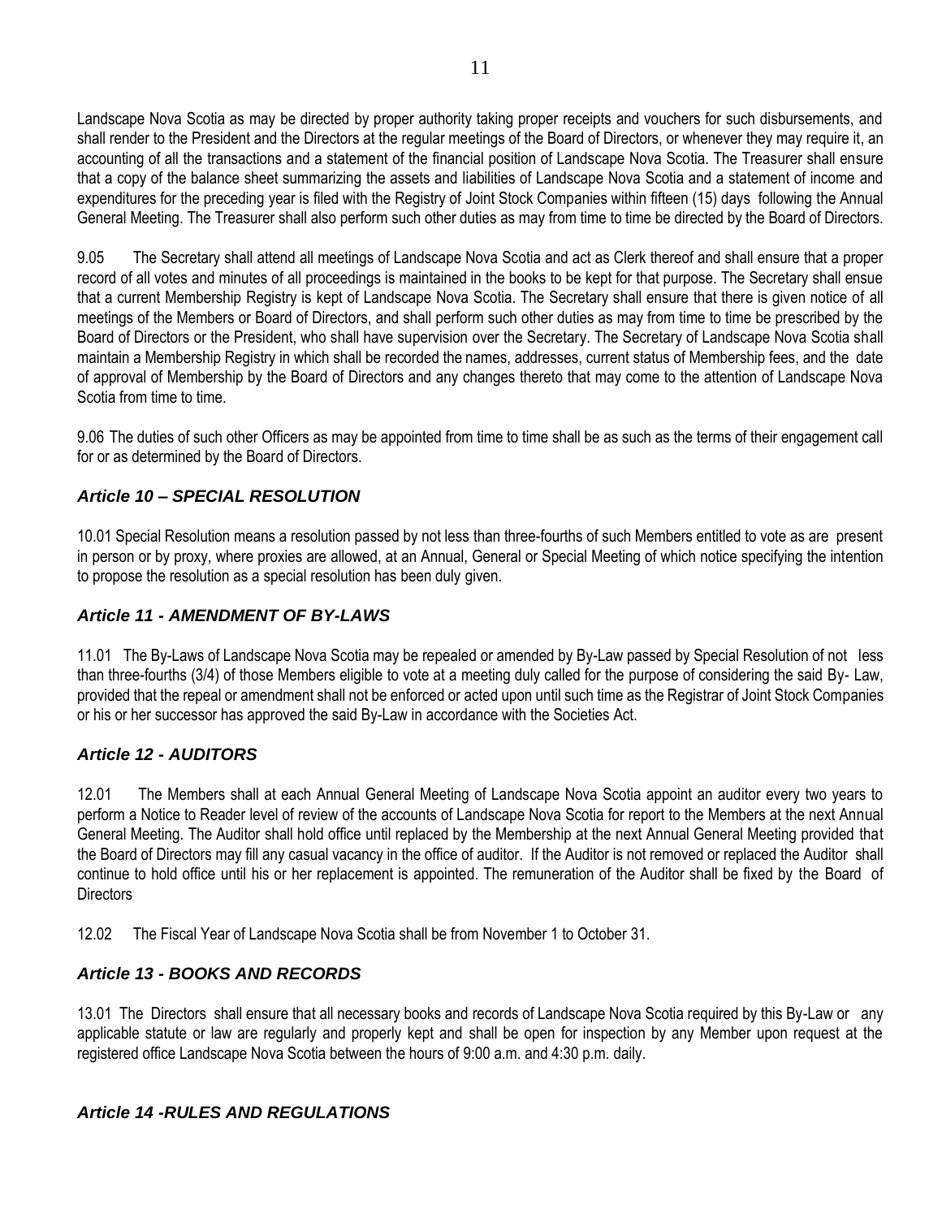Landscape Nova Scotia as may be directed by proper authority taking proper receipts and vouchers for such disbursements, and shall render to the President and the Directors at the regular meetings of the Board of Directors, or whenever they may require it, an accounting of all the transactions and a statement of the financial position of Landscape Nova Scotia. The Treasurer shall ensure that a copy of the balance sheet summarizing the assets and liabilities of Landscape Nova Scotia and a statement of income and expenditures for the preceding year is filed with the Registry of Joint Stock Companies within fifteen (15) days following the Annual General Meeting. The Treasurer shall also perform such other duties as may from time to time be directed by the Board of Directors.

9.05 The Secretary shall attend all meetings of Landscape Nova Scotia and act as Clerk thereof and shall ensure that a proper record of all votes and minutes of all proceedings is maintained in the books to be kept for that purpose. The Secretary shall ensue that a current Membership Registry is kept of Landscape Nova Scotia. The Secretary shall ensure that there is given notice of all meetings of the Members or Board of Directors, and shall perform such other duties as may from time to time be prescribed by the Board of Directors or the President, who shall have supervision over the Secretary. The Secretary of Landscape Nova Scotia shall maintain a Membership Registry in which shall be recorded the names, addresses, current status of Membership fees, and the date of approval of Membership by the Board of Directors and any changes thereto that may come to the attention of Landscape Nova Scotia from time to time.

9.06 The duties of such other Officers as may be appointed from time to time shall be as such as the terms of their engagement call for or as determined by the Board of Directors.

### *Article 10 – SPECIAL RESOLUTION*

10.01 Special Resolution means a resolution passed by not less than three-fourths of such Members entitled to vote as are present in person or by proxy, where proxies are allowed, at an Annual, General or Special Meeting of which notice specifying the intention to propose the resolution as a special resolution has been duly given.

### *Article 11 - AMENDMENT OF BY-LAWS*

11.01 The By-Laws of Landscape Nova Scotia may be repealed or amended by By-Law passed by Special Resolution of not less than three-fourths (3/4) of those Members eligible to vote at a meeting duly called for the purpose of considering the said By- Law, provided that the repeal or amendment shall not be enforced or acted upon until such time as the Registrar of Joint Stock Companies or his or her successor has approved the said By-Law in accordance with the Societies Act.

### *Article 12 - AUDITORS*

12.01 The Members shall at each Annual General Meeting of Landscape Nova Scotia appoint an auditor every two years to perform a Notice to Reader level of review of the accounts of Landscape Nova Scotia for report to the Members at the next Annual General Meeting. The Auditor shall hold office until replaced by the Membership at the next Annual General Meeting provided that the Board of Directors may fill any casual vacancy in the office of auditor. If the Auditor is not removed or replaced the Auditor shall continue to hold office until his or her replacement is appointed. The remuneration of the Auditor shall be fixed by the Board of Directors

12.02 The Fiscal Year of Landscape Nova Scotia shall be from November 1 to October 31.

### *Article 13 - BOOKS AND RECORDS*

13.01 The Directors shall ensure that all necessary books and records of Landscape Nova Scotia required by this By-Law or any applicable statute or law are regularly and properly kept and shall be open for inspection by any Member upon request at the registered office Landscape Nova Scotia between the hours of 9:00 a.m. and 4:30 p.m. daily.

### *Article 14 -RULES AND REGULATIONS*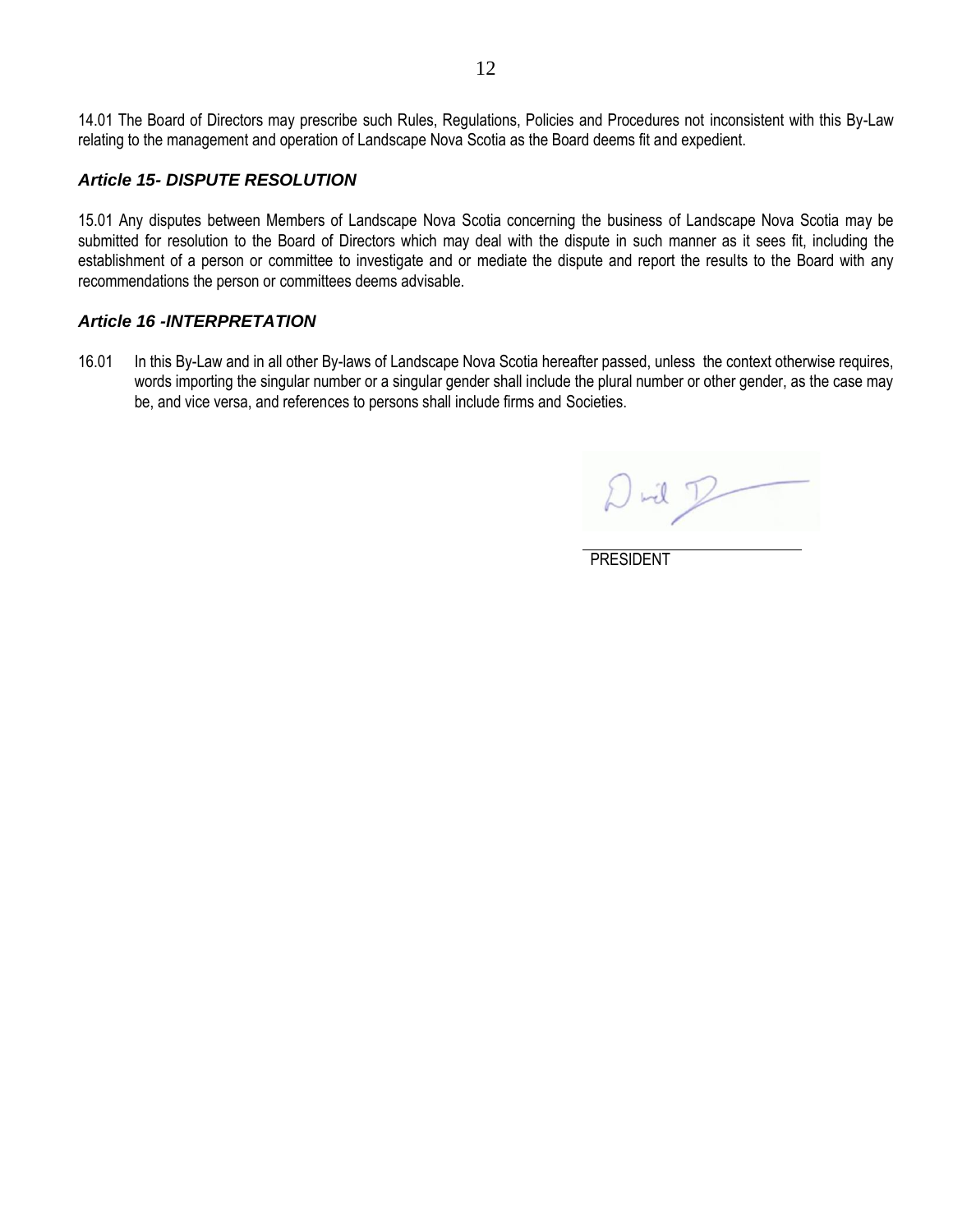14.01 The Board of Directors may prescribe such Rules, Regulations, Policies and Procedures not inconsistent with this By-Law relating to the management and operation of Landscape Nova Scotia as the Board deems fit and expedient.

### *Article 15- DISPUTE RESOLUTION*

15.01 Any disputes between Members of Landscape Nova Scotia concerning the business of Landscape Nova Scotia may be submitted for resolution to the Board of Directors which may deal with the dispute in such manner as it sees fit, including the establishment of a person or committee to investigate and or mediate the dispute and report the results to the Board with any recommendations the person or committees deems advisable.

### *Article 16 -INTERPRETATION*

16.01 In this By-Law and in all other By-laws of Landscape Nova Scotia hereafter passed, unless the context otherwise requires, words importing the singular number or a singular gender shall include the plural number or other gender, as the case may be, and vice versa, and references to persons shall include firms and Societies.

PRESIDENT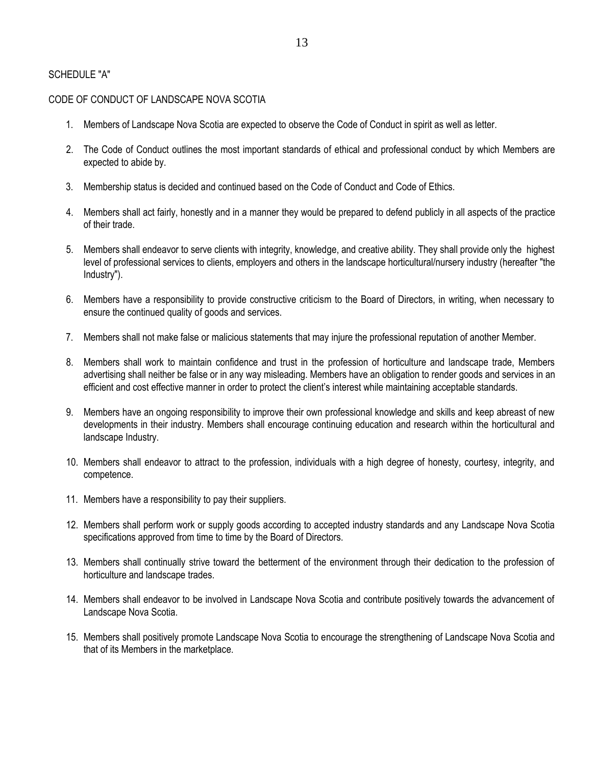SCHEDULE "A"

CODE OF CONDUCT OF LANDSCAPE NOVA SCOTIA

1. Members of Landscape Nova Scotia are expected to observe the Code of Conduct in spirit as well as letter.

2. The Code of Conduct outlines the most important standards of ethical and professional conduct by which Members are expected to abide by.

3. Membership status is decided and continued based on the Code of Conduct and Code of Ethics.

4. Members shall act fairly, honestly and in a manner they would be prepared to defend publicly in all aspects of the practice of their trade.

5. Members shall endeavor to serve clients with integrity, knowledge, and creative ability. They shall provide only the highest level of professional services to clients, employers and others in the landscape horticultural/nursery industry (hereafter "the Industry").

6. Members have a responsibility to provide constructive criticism to the Board of Directors, in writing, when necessary to ensure the continued quality of goods and services.

7. Members shall not make false or malicious statements that may injure the professional reputation of another Member.

8. Members shall work to maintain confidence and trust in the profession of horticulture and landscape trade, Members advertising shall neither be false or in any way misleading. Members have an obligation to render goods and services in an efficient and cost effective manner in order to protect the client's interest while maintaining acceptable standards.

9. Members have an ongoing responsibility to improve their own professional knowledge and skills and keep abreast of new developments in their industry. Members shall encourage continuing education and research within the horticultural and landscape Industry.

10. Members shall endeavor to attract to the profession, individuals with a high degree of honesty, courtesy, integrity, and competence.

11. Members have a responsibility to pay their suppliers.

12. Members shall perform work or supply goods according to accepted industry standards and any Landscape Nova Scotia specifications approved from time to time by the Board of Directors.

13. Members shall continually strive toward the betterment of the environment through their dedication to the profession of horticulture and landscape trades.

14. Members shall endeavor to be involved in Landscape Nova Scotia and contribute positively towards the advancement of Landscape Nova Scotia.

15. Members shall positively promote Landscape Nova Scotia to encourage the strengthening of Landscape Nova Scotia and that of its Members in the marketplace.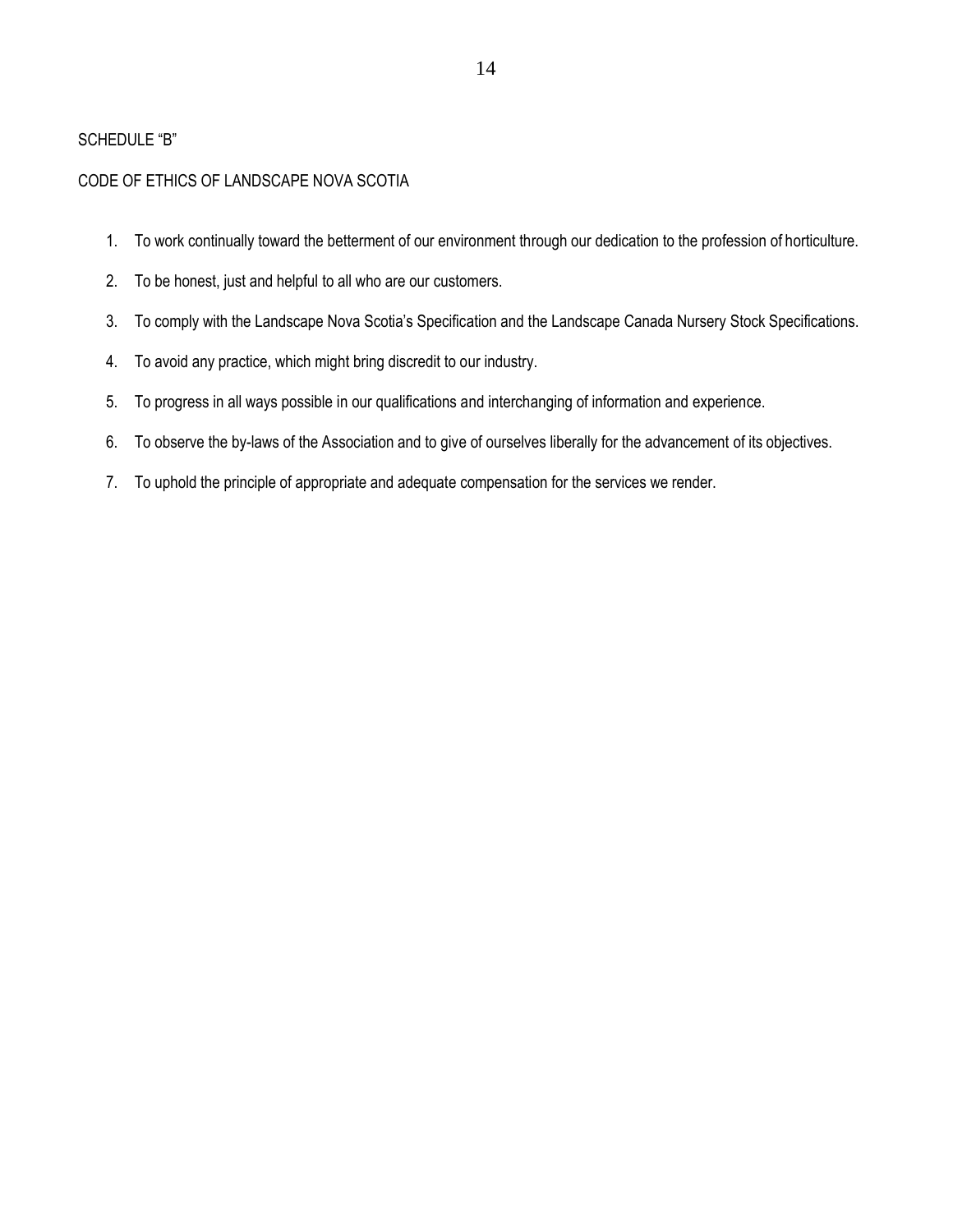SCHEDULE "B"

CODE OF ETHICS OF LANDSCAPE NOVA SCOTIA

1. To work continually toward the betterment of our environment through our dedication to the profession of horticulture.
2. To be honest, just and helpful to all who are our customers.
3. To comply with the Landscape Nova Scotia's Specification and the Landscape Canada Nursery Stock Specifications.
4. To avoid any practice, which might bring discredit to our industry.
5. To progress in all ways possible in our qualifications and interchanging of information and experience.
6. To observe the by-laws of the Association and to give of ourselves liberally for the advancement of its objectives.
7. To uphold the principle of appropriate and adequate compensation for the services we render.